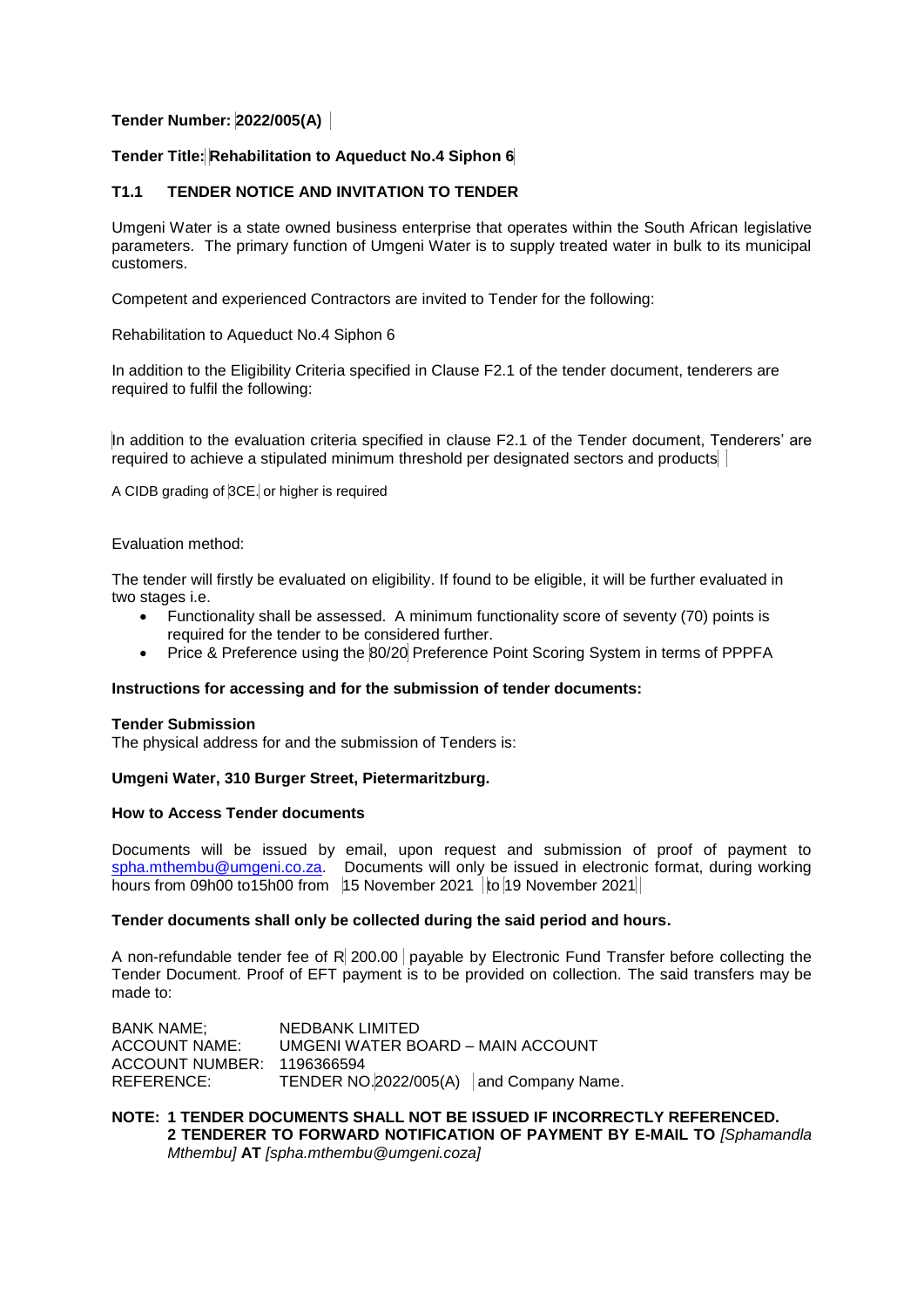**Tender Number: 2022/005(A)**

**Tender Title: Rehabilitation to Aqueduct No.4 Siphon 6**

## T1.1 TENDER NOTICE AND INVITATION TO TENDER

Umgeni Water is a state owned business enterprise that operates within the South African legislative parameters. The primary function of Umgeni Water is to supply treated water in bulk to its municipal customers.

Competent and experienced Contractors are invited to Tender for the following:

Rehabilitation to Aqueduct No.4 Siphon 6

In addition to the Eligibility Criteria specified in Clause F2.1 of the tender document, tenderers are required to fulfil the following:

In addition to the evaluation criteria specified in clause F2.1 of the Tender document, Tenderers' are required to achieve a stipulated minimum threshold per designated sectors and products

A CIDB grading of 3CE. or higher is required

Evaluation method:

The tender will firstly be evaluated on eligibility. If found to be eligible, it will be further evaluated in two stages i.e.

- Functionality shall be assessed. A minimum functionality score of seventy (70) points is required for the tender to be considered further.
- Price & Preference using the 80/20 Preference Point Scoring System in terms of PPPFA

**Instructions for accessing and for the submission of tender documents:**

**Tender Submission**

The physical address for and the submission of Tenders is:

**Umgeni Water, 310 Burger Street, Pietermaritzburg.**

**How to Access Tender documents**

Documents will be issued by email, upon request and submission of proof of payment to spha.mthembu@umgeni.co.za. Documents will only be issued in electronic format, during working hours from 09h00 to15h00 from 15 November 2021 to 19 November 2021

**Tender documents shall only be collected during the said period and hours.**

A non-refundable tender fee of R 200.00 payable by Electronic Fund Transfer before collecting the Tender Document. Proof of EFT payment is to be provided on collection. The said transfers may be made to:

| | |
|---|---|
| BANK NAME; | NEDBANK LIMITED |
| ACCOUNT NAME: | UMGENI WATER BOARD – MAIN ACCOUNT |
| ACCOUNT NUMBER: | 1196366594 |
| REFERENCE: | TENDER NO.2022/005(A) and Company Name. |

**NOTE: 1 TENDER DOCUMENTS SHALL NOT BE ISSUED IF INCORRECTLY REFERENCED.**
**2 TENDERER TO FORWARD NOTIFICATION OF PAYMENT BY E-MAIL TO** *[Sphamandla Mthembu]* **AT** *[spha.mthembu@umgeni.coza]*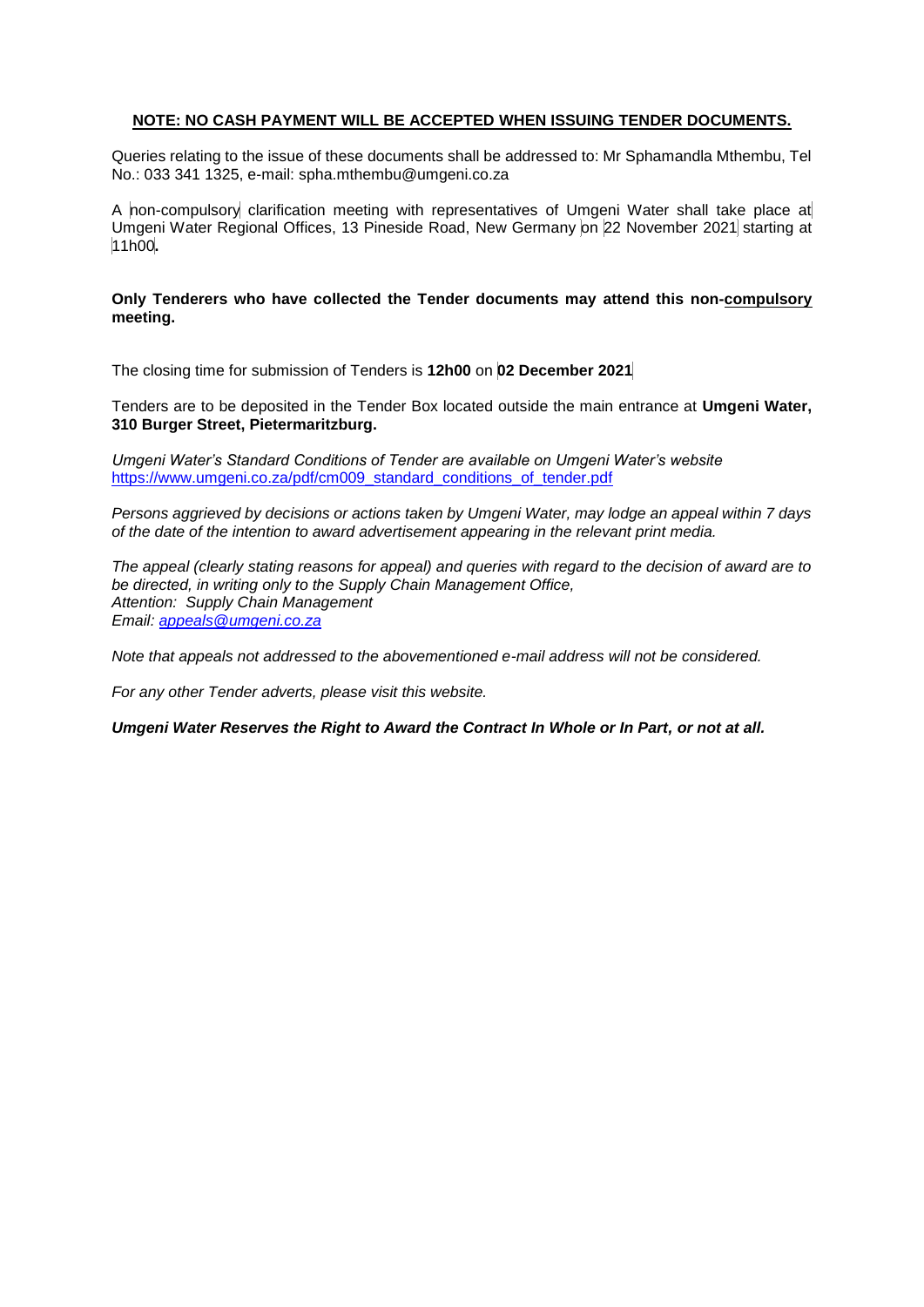**NOTE: NO CASH PAYMENT WILL BE ACCEPTED WHEN ISSUING TENDER DOCUMENTS.**

Queries relating to the issue of these documents shall be addressed to: Mr Sphamandla Mthembu, Tel No.: 033 341 1325, e-mail: spha.mthembu@umgeni.co.za

A non-compulsory clarification meeting with representatives of Umgeni Water shall take place at Umgeni Water Regional Offices, 13 Pineside Road, New Germany on 22 November 2021 starting at 11h00.

**Only Tenderers who have collected the Tender documents may attend this non-compulsory meeting.**

The closing time for submission of Tenders is **12h00** on **02 December 2021**

Tenders are to be deposited in the Tender Box located outside the main entrance at **Umgeni Water, 310 Burger Street, Pietermaritzburg.**

*Umgeni Water's Standard Conditions of Tender are available on Umgeni Water's website* https://www.umgeni.co.za/pdf/cm009_standard_conditions_of_tender.pdf

*Persons aggrieved by decisions or actions taken by Umgeni Water, may lodge an appeal within 7 days of the date of the intention to award advertisement appearing in the relevant print media.*

*The appeal (clearly stating reasons for appeal) and queries with regard to the decision of award are to be directed, in writing only to the Supply Chain Management Office,*
*Attention: Supply Chain Management*
*Email: appeals@umgeni.co.za*

*Note that appeals not addressed to the abovementioned e-mail address will not be considered.*

*For any other Tender adverts, please visit this website.*

***Umgeni Water Reserves the Right to Award the Contract In Whole or In Part, or not at all.***